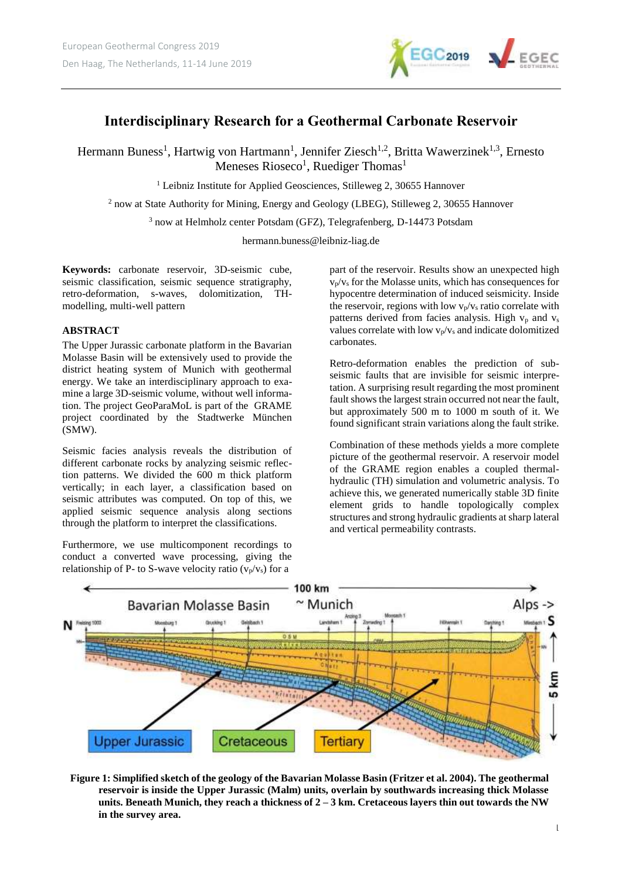# Interdisciplinary Research for a Geothermal Carbonate Reservoir

Hermann Buness[1], Hartwig von Hartmann[1], Jennifer Ziesch[1,2], Britta Wawerzinek[1,3], Ernesto Meneses Rioseco[1], Ruediger Thomas[1]

[1] Leibniz Institute for Applied Geosciences, Stilleweg 2, 30655 Hannover

[2] now at State Authority for Mining, Energy and Geology (LBEG), Stilleweg 2, 30655 Hannover

[3] now at Helmholz center Potsdam (GFZ), Telegrafenberg, D-14473 Potsdam

hermann.buness@leibniz-liag.de

**Keywords:** carbonate reservoir, 3D-seismic cube, seismic classification, seismic sequence stratigraphy, retro-deformation, s-waves, dolomitization, TH-modelling, multi-well pattern

## ABSTRACT

The Upper Jurassic carbonate platform in the Bavarian Molasse Basin will be extensively used to provide the district heating system of Munich with geothermal energy. We take an interdisciplinary approach to examine a large 3D-seismic volume, without well information. The project GeoParaMoL is part of the GRAME project coordinated by the Stadtwerke München (SMW).

Seismic facies analysis reveals the distribution of different carbonate rocks by analyzing seismic reflection patterns. We divided the 600 m thick platform vertically; in each layer, a classification based on seismic attributes was computed. On top of this, we applied seismic sequence analysis along sections through the platform to interpret the classifications.

Furthermore, we use multicomponent recordings to conduct a converted wave processing, giving the relationship of P- to S-wave velocity ratio ($v_p/v_s$) for a part of the reservoir. Results show an unexpected high $v_p/v_s$ for the Molasse units, which has consequences for hypocentre determination of induced seismicity. Inside the reservoir, regions with low $v_p/v_s$ ratio correlate with patterns derived from facies analysis. High $v_p$ and $v_s$ values correlate with low $v_p/v_s$ and indicate dolomitized carbonates.

Retro-deformation enables the prediction of sub-seismic faults that are invisible for seismic interpretation. A surprising result regarding the most prominent fault shows the largest strain occurred not near the fault, but approximately 500 m to 1000 m south of it. We found significant strain variations along the fault strike.

Combination of these methods yields a more complete picture of the geothermal reservoir. A reservoir model of the GRAME region enables a coupled thermal-hydraulic (TH) simulation and volumetric analysis. To achieve this, we generated numerically stable 3D finite element grids to handle topologically complex structures and strong hydraulic gradients at sharp lateral and vertical permeability contrasts.

100 km

Bavarian Molasse Basin

~ Munich

Alps ->

N

S

5 km

Upper Jurassic

Cretaceous

Tertiary

**Figure 1: Simplified sketch of the geology of the Bavarian Molasse Basin (Fritzer et al. 2004). The geothermal reservoir is inside the Upper Jurassic (Malm) units, overlain by southwards increasing thick Molasse units. Beneath Munich, they reach a thickness of 2 – 3 km. Cretaceous layers thin out towards the NW in the survey area.**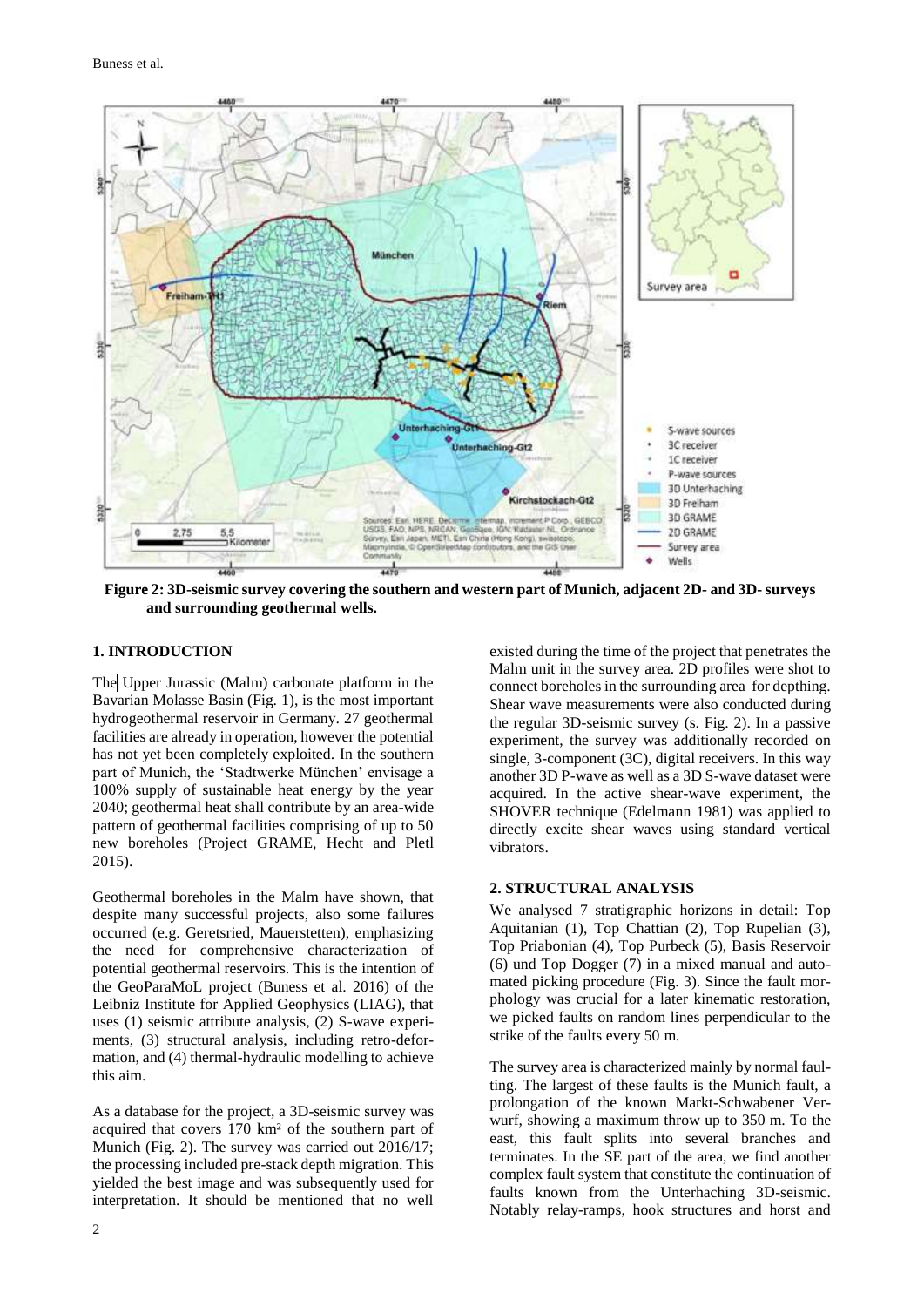Figure 2: 3D-seismic survey covering the southern and western part of Munich, adjacent 2D- and 3D- surveys and surrounding geothermal wells.

## 1. INTRODUCTION

The Upper Jurassic (Malm) carbonate platform in the Bavarian Molasse Basin (Fig. 1), is the most important hydrogeothermal reservoir in Germany. 27 geothermal facilities are already in operation, however the potential has not yet been completely exploited. In the southern part of Munich, the 'Stadtwerke München' envisage a 100% supply of sustainable heat energy by the year 2040; geothermal heat shall contribute by an area-wide pattern of geothermal facilities comprising of up to 50 new boreholes (Project GRAME, Hecht and Pletl 2015).

Geothermal boreholes in the Malm have shown, that despite many successful projects, also some failures occurred (e.g. Geretsried, Mauerstetten), emphasizing the need for comprehensive characterization of potential geothermal reservoirs. This is the intention of the GeoParaMoL project (Buness et al. 2016) of the Leibniz Institute for Applied Geophysics (LIAG), that uses (1) seismic attribute analysis, (2) S-wave experiments, (3) structural analysis, including retro-deformation, and (4) thermal-hydraulic modelling to achieve this aim.

As a database for the project, a 3D-seismic survey was acquired that covers 170 km² of the southern part of Munich (Fig. 2). The survey was carried out 2016/17; the processing included pre-stack depth migration. This yielded the best image and was subsequently used for interpretation. It should be mentioned that no well existed during the time of the project that penetrates the Malm unit in the survey area. 2D profiles were shot to connect boreholes in the surrounding area for depthing. Shear wave measurements were also conducted during the regular 3D-seismic survey (s. Fig. 2). In a passive experiment, the survey was additionally recorded on single, 3-component (3C), digital receivers. In this way another 3D P-wave as well as a 3D S-wave dataset were acquired. In the active shear-wave experiment, the SHOVER technique (Edelmann 1981) was applied to directly excite shear waves using standard vertical vibrators.

## 2. STRUCTURAL ANALYSIS

We analysed 7 stratigraphic horizons in detail: Top Aquitanian (1), Top Chattian (2), Top Rupelian (3), Top Priabonian (4), Top Purbeck (5), Basis Reservoir (6) und Top Dogger (7) in a mixed manual and automated picking procedure (Fig. 3). Since the fault morphology was crucial for a later kinematic restoration, we picked faults on random lines perpendicular to the strike of the faults every 50 m.

The survey area is characterized mainly by normal faulting. The largest of these faults is the Munich fault, a prolongation of the known Markt-Schwabener Verwurf, showing a maximum throw up to 350 m. To the east, this fault splits into several branches and terminates. In the SE part of the area, we find another complex fault system that constitute the continuation of faults known from the Unterhaching 3D-seismic. Notably relay-ramps, hook structures and horst and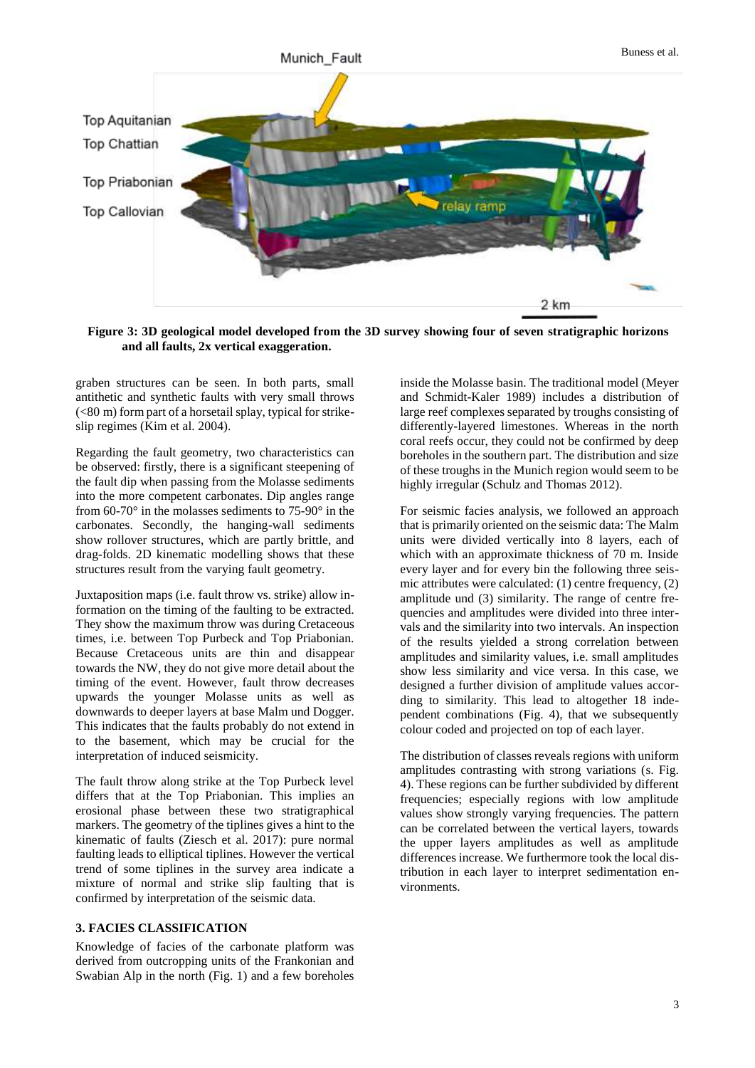Munich_Fault

Top Aquitanian

Top Chattian

Top Priabonian

Top Callovian

relay ramp

2 km

**Figure 3: 3D geological model developed from the 3D survey showing four of seven stratigraphic horizons and all faults, 2x vertical exaggeration.**

graben structures can be seen. In both parts, small antithetic and synthetic faults with very small throws (<80 m) form part of a horsetail splay, typical for strike-slip regimes (Kim et al. 2004).

Regarding the fault geometry, two characteristics can be observed: firstly, there is a significant steepening of the fault dip when passing from the Molasse sediments into the more competent carbonates. Dip angles range from 60-70° in the molasses sediments to 75-90° in the carbonates. Secondly, the hanging-wall sediments show rollover structures, which are partly brittle, and drag-folds. 2D kinematic modelling shows that these structures result from the varying fault geometry.

Juxtaposition maps (i.e. fault throw vs. strike) allow information on the timing of the faulting to be extracted. They show the maximum throw was during Cretaceous times, i.e. between Top Purbeck and Top Priabonian. Because Cretaceous units are thin and disappear towards the NW, they do not give more detail about the timing of the event. However, fault throw decreases upwards the younger Molasse units as well as downwards to deeper layers at base Malm und Dogger. This indicates that the faults probably do not extend in to the basement, which may be crucial for the interpretation of induced seismicity.

The fault throw along strike at the Top Purbeck level differs that at the Top Priabonian. This implies an erosional phase between these two stratigraphical markers. The geometry of the tiplines gives a hint to the kinematic of faults (Ziesch et al. 2017): pure normal faulting leads to elliptical tiplines. However the vertical trend of some tiplines in the survey area indicate a mixture of normal and strike slip faulting that is confirmed by interpretation of the seismic data.

## 3. FACIES CLASSIFICATION

Knowledge of facies of the carbonate platform was derived from outcropping units of the Frankonian and Swabian Alp in the north (Fig. 1) and a few boreholes inside the Molasse basin. The traditional model (Meyer and Schmidt-Kaler 1989) includes a distribution of large reef complexes separated by troughs consisting of differently-layered limestones. Whereas in the north coral reefs occur, they could not be confirmed by deep boreholes in the southern part. The distribution and size of these troughs in the Munich region would seem to be highly irregular (Schulz and Thomas 2012).

For seismic facies analysis, we followed an approach that is primarily oriented on the seismic data: The Malm units were divided vertically into 8 layers, each of which with an approximate thickness of 70 m. Inside every layer and for every bin the following three seismic attributes were calculated: (1) centre frequency, (2) amplitude und (3) similarity. The range of centre frequencies and amplitudes were divided into three intervals and the similarity into two intervals. An inspection of the results yielded a strong correlation between amplitudes and similarity values, i.e. small amplitudes show less similarity and vice versa. In this case, we designed a further division of amplitude values according to similarity. This lead to altogether 18 independent combinations (Fig. 4), that we subsequently colour coded and projected on top of each layer.

The distribution of classes reveals regions with uniform amplitudes contrasting with strong variations (s. Fig. 4). These regions can be further subdivided by different frequencies; especially regions with low amplitude values show strongly varying frequencies. The pattern can be correlated between the vertical layers, towards the upper layers amplitudes as well as amplitude differences increase. We furthermore took the local distribution in each layer to interpret sedimentation environments.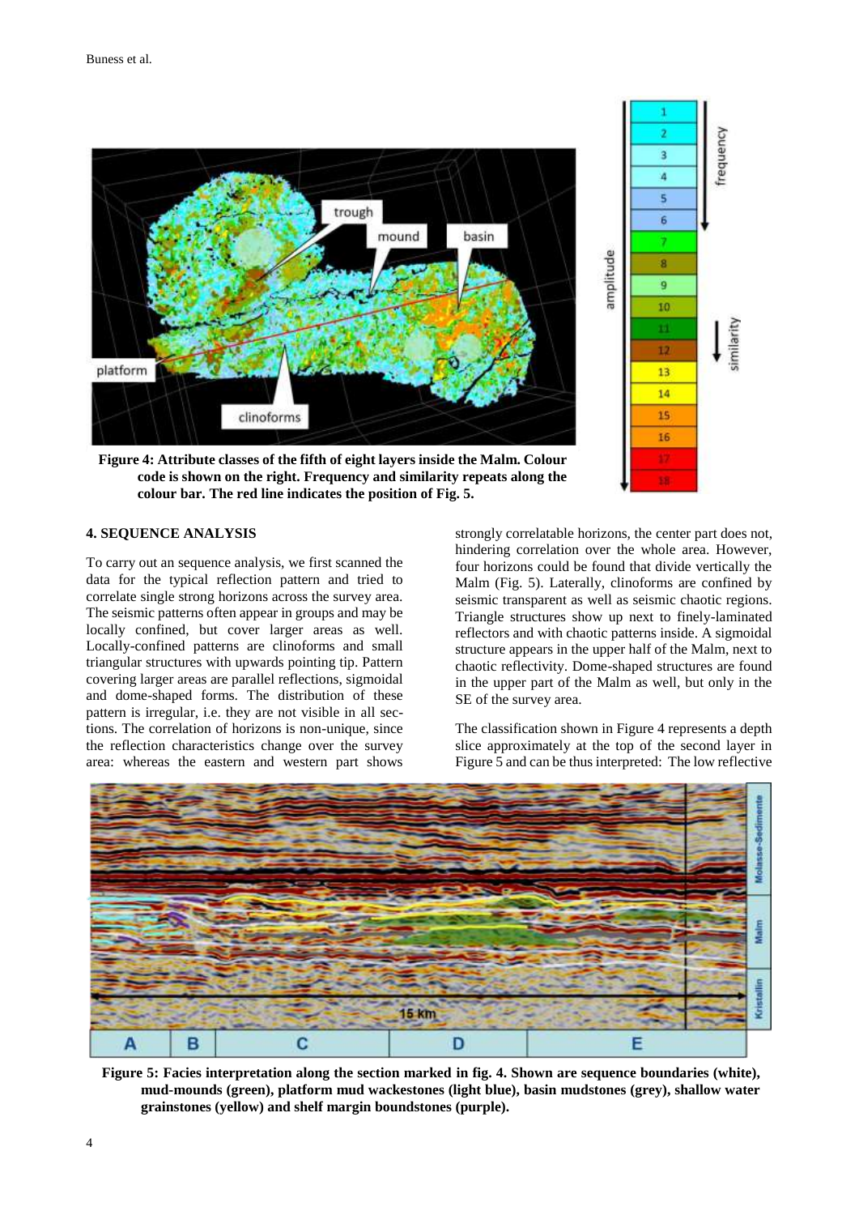trough

mound

basin

platform

clinoforms

amplitude

frequency

similarity

1
2
3
4
5
6
7
8
9
10
11
12
13
14
15
16
17
18

**Figure 4: Attribute classes of the fifth of eight layers inside the Malm. Colour code is shown on the right. Frequency and similarity repeats along the colour bar. The red line indicates the position of Fig. 5.**

## 4. SEQUENCE ANALYSIS

To carry out an sequence analysis, we first scanned the data for the typical reflection pattern and tried to correlate single strong horizons across the survey area. The seismic patterns often appear in groups and may be locally confined, but cover larger areas as well. Locally-confined patterns are clinoforms and small triangular structures with upwards pointing tip. Pattern covering larger areas are parallel reflections, sigmoidal and dome-shaped forms. The distribution of these pattern is irregular, i.e. they are not visible in all sections. The correlation of horizons is non-unique, since the reflection characteristics change over the survey area: whereas the eastern and western part shows strongly correlatable horizons, the center part does not, hindering correlation over the whole area. However, four horizons could be found that divide vertically the Malm (Fig. 5). Laterally, clinoforms are confined by seismic transparent as well as seismic chaotic regions. Triangle structures show up next to finely-laminated reflectors and with chaotic patterns inside. A sigmoidal structure appears in the upper half of the Malm, next to chaotic reflectivity. Dome-shaped structures are found in the upper part of the Malm as well, but only in the SE of the survey area.

The classification shown in Figure 4 represents a depth slice approximately at the top of the second layer in Figure 5 and can be thus interpreted: The low reflective

Molasse-Sedimente

Malm

Kristallin

15 km

A B C D E

**Figure 5: Facies interpretation along the section marked in fig. 4. Shown are sequence boundaries (white), mud-mounds (green), platform mud wackestones (light blue), basin mudstones (grey), shallow water grainstones (yellow) and shelf margin boundstones (purple).**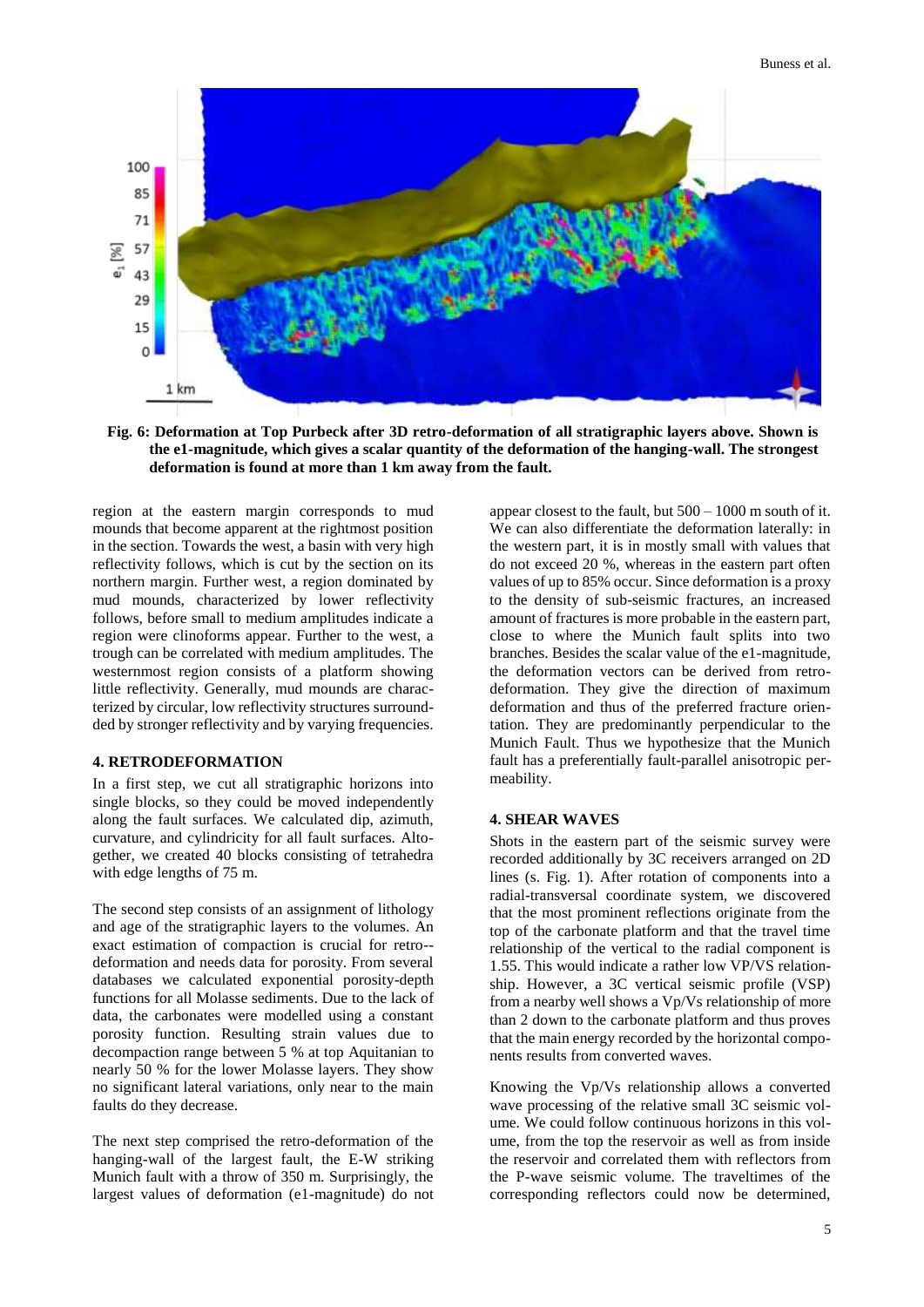100
85
71
57
43
29
15
0
$e_1$ [%]
1 km

**Fig. 6: Deformation at Top Purbeck after 3D retro-deformation of all stratigraphic layers above. Shown is the e1-magnitude, which gives a scalar quantity of the deformation of the hanging-wall. The strongest deformation is found at more than 1 km away from the fault.**

region at the eastern margin corresponds to mud mounds that become apparent at the rightmost position in the section. Towards the west, a basin with very high reflectivity follows, which is cut by the section on its northern margin. Further west, a region dominated by mud mounds, characterized by lower reflectivity follows, before small to medium amplitudes indicate a region were clinoforms appear. Further to the west, a trough can be correlated with medium amplitudes. The westernmost region consists of a platform showing little reflectivity. Generally, mud mounds are characterized by circular, low reflectivity structures surroundded by stronger reflectivity and by varying frequencies.

## 4. RETRODEFORMATION

In a first step, we cut all stratigraphic horizons into single blocks, so they could be moved independently along the fault surfaces. We calculated dip, azimuth, curvature, and cylindricity for all fault surfaces. Altogether, we created 40 blocks consisting of tetrahedra with edge lengths of 75 m.

The second step consists of an assignment of lithology and age of the stratigraphic layers to the volumes. An exact estimation of compaction is crucial for retro--deformation and needs data for porosity. From several databases we calculated exponential porosity-depth functions for all Molasse sediments. Due to the lack of data, the carbonates were modelled using a constant porosity function. Resulting strain values due to decompaction range between 5 % at top Aquitanian to nearly 50 % for the lower Molasse layers. They show no significant lateral variations, only near to the main faults do they decrease.

The next step comprised the retro-deformation of the hanging-wall of the largest fault, the E-W striking Munich fault with a throw of 350 m. Surprisingly, the largest values of deformation (e1-magnitude) do not appear closest to the fault, but 500 – 1000 m south of it. We can also differentiate the deformation laterally: in the western part, it is in mostly small with values that do not exceed 20 %, whereas in the eastern part often values of up to 85% occur. Since deformation is a proxy to the density of sub-seismic fractures, an increased amount of fractures is more probable in the eastern part, close to where the Munich fault splits into two branches. Besides the scalar value of the e1-magnitude, the deformation vectors can be derived from retro-deformation. They give the direction of maximum deformation and thus of the preferred fracture orientation. They are predominantly perpendicular to the Munich Fault. Thus we hypothesize that the Munich fault has a preferentially fault-parallel anisotropic permeability.

## 4. SHEAR WAVES

Shots in the eastern part of the seismic survey were recorded additionally by 3C receivers arranged on 2D lines (s. Fig. 1). After rotation of components into a radial-transversal coordinate system, we discovered that the most prominent reflections originate from the top of the carbonate platform and that the travel time relationship of the vertical to the radial component is 1.55. This would indicate a rather low VP/VS relationship. However, a 3C vertical seismic profile (VSP) from a nearby well shows a Vp/Vs relationship of more than 2 down to the carbonate platform and thus proves that the main energy recorded by the horizontal components results from converted waves.

Knowing the Vp/Vs relationship allows a converted wave processing of the relative small 3C seismic volume. We could follow continuous horizons in this volume, from the top the reservoir as well as from inside the reservoir and correlated them with reflectors from the P-wave seismic volume. The traveltimes of the corresponding reflectors could now be determined,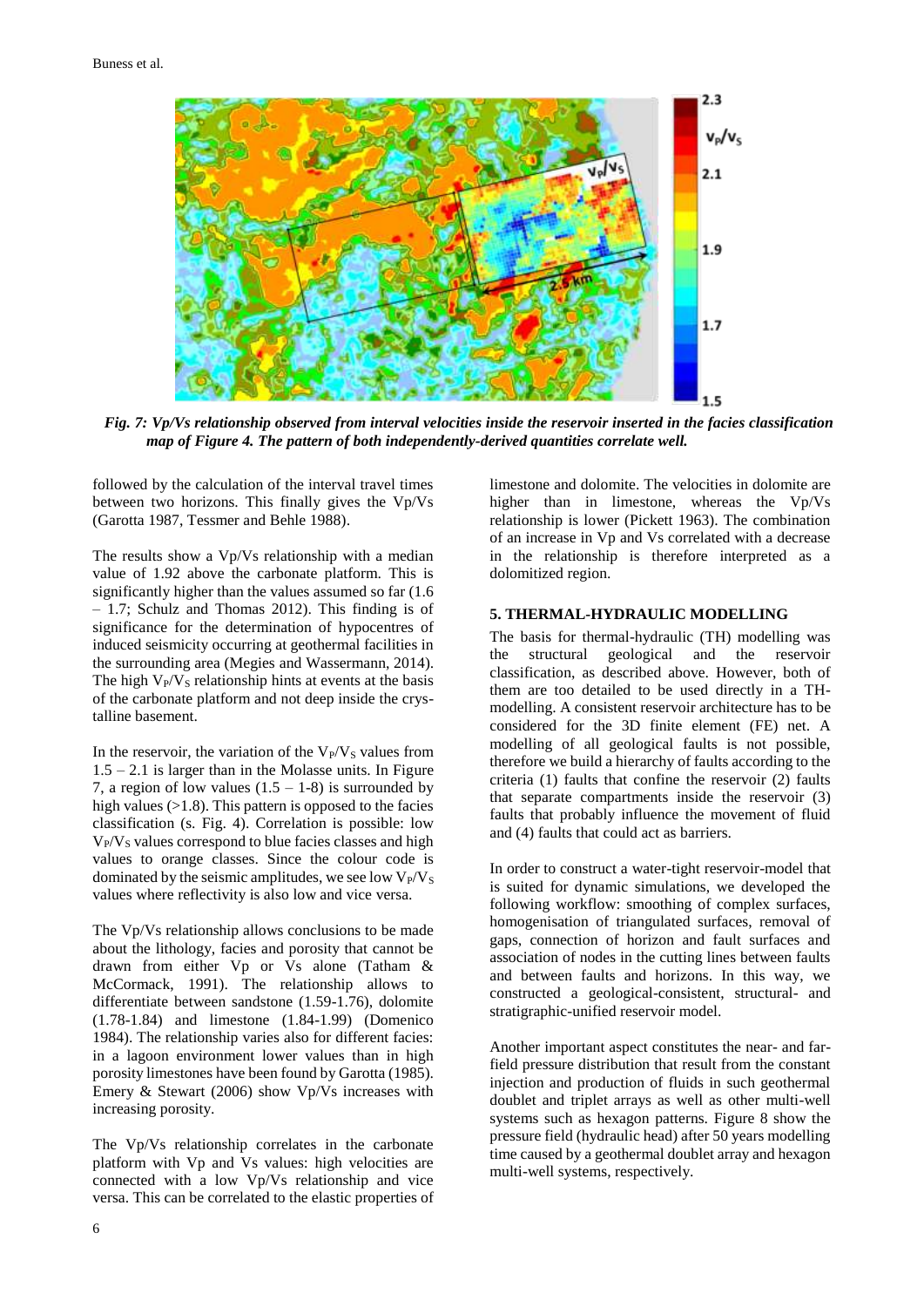2.3
$v_P/v_S$
2.1
1.9
1.7
1.5
$v_P/v_S$
2.5 km

*Fig. 7: Vp/Vs relationship observed from interval velocities inside the reservoir inserted in the facies classification map of Figure 4. The pattern of both independently-derived quantities correlate well.*

followed by the calculation of the interval travel times between two horizons. This finally gives the Vp/Vs (Garotta 1987, Tessmer and Behle 1988).

The results show a Vp/Vs relationship with a median value of 1.92 above the carbonate platform. This is significantly higher than the values assumed so far (1.6 – 1.7; Schulz and Thomas 2012). This finding is of significance for the determination of hypocentres of induced seismicity occurring at geothermal facilities in the surrounding area (Megies and Wassermann, 2014). The high $V_P/V_S$ relationship hints at events at the basis of the carbonate platform and not deep inside the crystalline basement.

In the reservoir, the variation of the $V_P/V_S$ values from 1.5 – 2.1 is larger than in the Molasse units. In Figure 7, a region of low values (1.5 – 1-8) is surrounded by high values (>1.8). This pattern is opposed to the facies classification (s. Fig. 4). Correlation is possible: low $V_P/V_S$ values correspond to blue facies classes and high values to orange classes. Since the colour code is dominated by the seismic amplitudes, we see low $V_P/V_S$ values where reflectivity is also low and vice versa.

The Vp/Vs relationship allows conclusions to be made about the lithology, facies and porosity that cannot be drawn from either Vp or Vs alone (Tatham & McCormack, 1991). The relationship allows to differentiate between sandstone (1.59-1.76), dolomite (1.78-1.84) and limestone (1.84-1.99) (Domenico 1984). The relationship varies also for different facies: in a lagoon environment lower values than in high porosity limestones have been found by Garotta (1985). Emery & Stewart (2006) show Vp/Vs increases with increasing porosity.

The Vp/Vs relationship correlates in the carbonate platform with Vp and Vs values: high velocities are connected with a low Vp/Vs relationship and vice versa. This can be correlated to the elastic properties of limestone and dolomite. The velocities in dolomite are higher than in limestone, whereas the Vp/Vs relationship is lower (Pickett 1963). The combination of an increase in Vp and Vs correlated with a decrease in the relationship is therefore interpreted as a dolomitized region.

## 5. THERMAL-HYDRAULIC MODELLING

The basis for thermal-hydraulic (TH) modelling was the structural geological and the reservoir classification, as described above. However, both of them are too detailed to be used directly in a TH-modelling. A consistent reservoir architecture has to be considered for the 3D finite element (FE) net. A modelling of all geological faults is not possible, therefore we build a hierarchy of faults according to the criteria (1) faults that confine the reservoir (2) faults that separate compartments inside the reservoir (3) faults that probably influence the movement of fluid and (4) faults that could act as barriers.

In order to construct a water-tight reservoir-model that is suited for dynamic simulations, we developed the following workflow: smoothing of complex surfaces, homogenisation of triangulated surfaces, removal of gaps, connection of horizon and fault surfaces and association of nodes in the cutting lines between faults and between faults and horizons. In this way, we constructed a geological-consistent, structural- and stratigraphic-unified reservoir model.

Another important aspect constitutes the near- and far-field pressure distribution that result from the constant injection and production of fluids in such geothermal doublet and triplet arrays as well as other multi-well systems such as hexagon patterns. Figure 8 show the pressure field (hydraulic head) after 50 years modelling time caused by a geothermal doublet array and hexagon multi-well systems, respectively.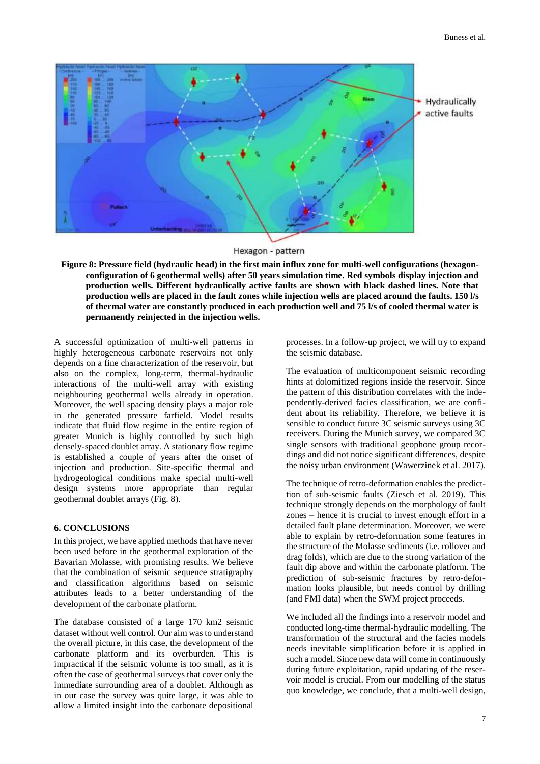Hydraulically active faults

Hexagon - pattern

**Figure 8: Pressure field (hydraulic head) in the first main influx zone for multi-well configurations (hexagon-configuration of 6 geothermal wells) after 50 years simulation time. Red symbols display injection and production wells. Different hydraulically active faults are shown with black dashed lines. Note that production wells are placed in the fault zones while injection wells are placed around the faults. 150 l/s of thermal water are constantly produced in each production well and 75 l/s of cooled thermal water is permanently reinjected in the injection wells.**

A successful optimization of multi-well patterns in highly heterogeneous carbonate reservoirs not only depends on a fine characterization of the reservoir, but also on the complex, long-term, thermal-hydraulic interactions of the multi-well array with existing neighbouring geothermal wells already in operation. Moreover, the well spacing density plays a major role in the generated pressure farfield. Model results indicate that fluid flow regime in the entire region of greater Munich is highly controlled by such high densely-spaced doublet array. A stationary flow regime is established a couple of years after the onset of injection and production. Site-specific thermal and hydrogeological conditions make special multi-well design systems more appropriate than regular geothermal doublet arrays (Fig. 8).

## 6. CONCLUSIONS

In this project, we have applied methods that have never been used before in the geothermal exploration of the Bavarian Molasse, with promising results. We believe that the combination of seismic sequence stratigraphy and classification algorithms based on seismic attributes leads to a better understanding of the development of the carbonate platform.

The database consisted of a large 170 km2 seismic dataset without well control. Our aim was to understand the overall picture, in this case, the development of the carbonate platform and its overburden. This is impractical if the seismic volume is too small, as it is often the case of geothermal surveys that cover only the immediate surrounding area of a doublet. Although as in our case the survey was quite large, it was able to allow a limited insight into the carbonate depositional processes. In a follow-up project, we will try to expand the seismic database.

The evaluation of multicomponent seismic recording hints at dolomitized regions inside the reservoir. Since the pattern of this distribution correlates with the independently-derived facies classification, we are confident about its reliability. Therefore, we believe it is sensible to conduct future 3C seismic surveys using 3C receivers. During the Munich survey, we compared 3C single sensors with traditional geophone group recordings and did not notice significant differences, despite the noisy urban environment (Wawerzinek et al. 2017).

The technique of retro-deformation enables the prediction of sub-seismic faults (Ziesch et al. 2019). This technique strongly depends on the morphology of fault zones – hence it is crucial to invest enough effort in a detailed fault plane determination. Moreover, we were able to explain by retro-deformation some features in the structure of the Molasse sediments (i.e. rollover and drag folds), which are due to the strong variation of the fault dip above and within the carbonate platform. The prediction of sub-seismic fractures by retro-deformation looks plausible, but needs control by drilling (and FMI data) when the SWM project proceeds.

We included all the findings into a reservoir model and conducted long-time thermal-hydraulic modelling. The transformation of the structural and the facies models needs inevitable simplification before it is applied in such a model. Since new data will come in continuously during future exploitation, rapid updating of the reservoir model is crucial. From our modelling of the status quo knowledge, we conclude, that a multi-well design,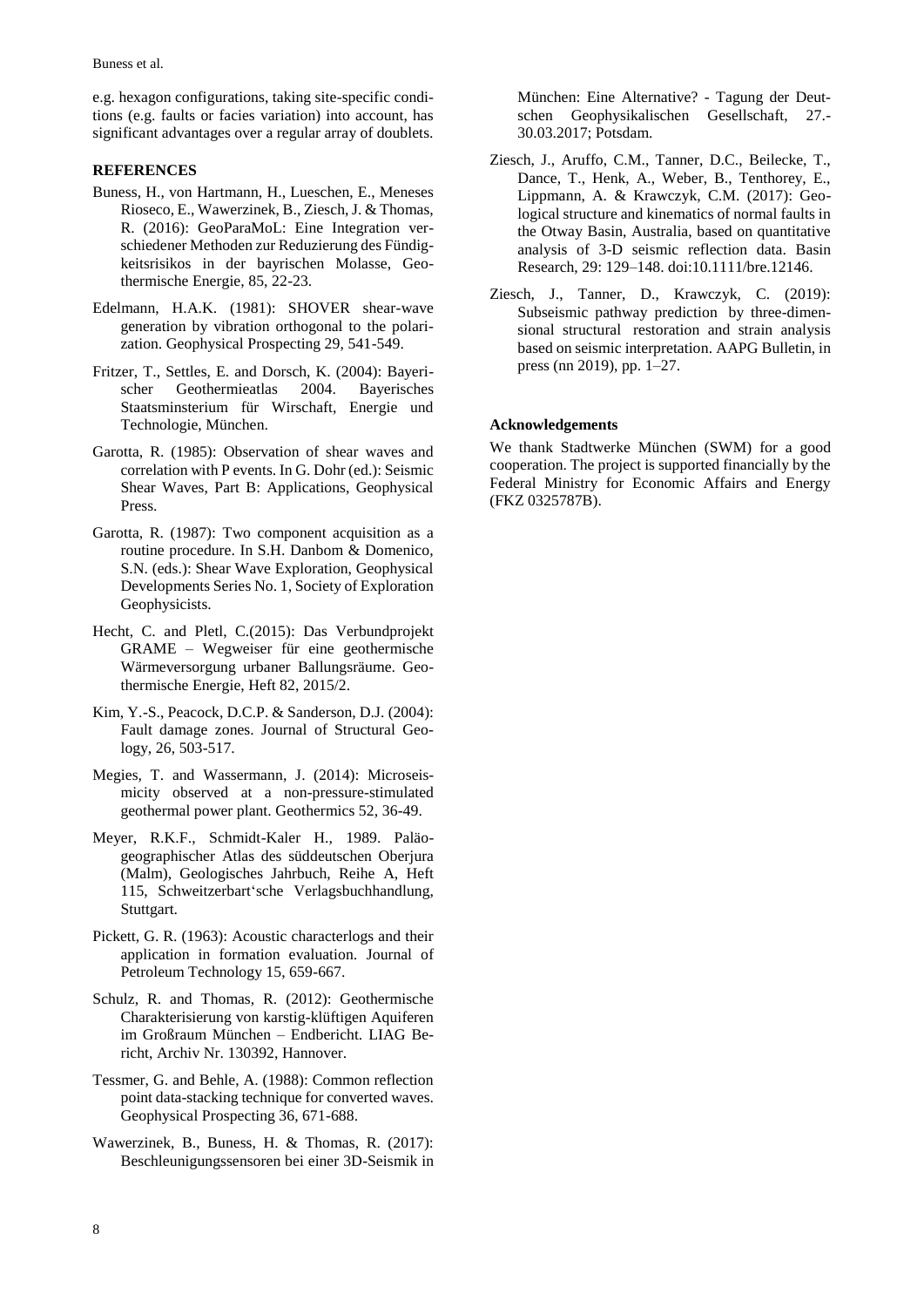e.g. hexagon configurations, taking site-specific conditions (e.g. faults or facies variation) into account, has significant advantages over a regular array of doublets.

## REFERENCES

Buness, H., von Hartmann, H., Lueschen, E., Meneses Rioseco, E., Wawerzinek, B., Ziesch, J. & Thomas, R. (2016): GeoParaMoL: Eine Integration verschiedener Methoden zur Reduzierung des Fündigkeitsrisikos in der bayrischen Molasse, Geothermische Energie, 85, 22-23.

Edelmann, H.A.K. (1981): SHOVER shear-wave generation by vibration orthogonal to the polarization. Geophysical Prospecting 29, 541-549.

Fritzer, T., Settles, E. and Dorsch, K. (2004): Bayerischer Geothermieatlas 2004. Bayerisches Staatsminsterium für Wirschaft, Energie und Technologie, München.

Garotta, R. (1985): Observation of shear waves and correlation with P events. In G. Dohr (ed.): Seismic Shear Waves, Part B: Applications, Geophysical Press.

Garotta, R. (1987): Two component acquisition as a routine procedure. In S.H. Danbom & Domenico, S.N. (eds.): Shear Wave Exploration, Geophysical Developments Series No. 1, Society of Exploration Geophysicists.

Hecht, C. and Pletl, C.(2015): Das Verbundprojekt GRAME – Wegweiser für eine geothermische Wärmeversorgung urbaner Ballungsräume. Geothermische Energie, Heft 82, 2015/2.

Kim, Y.-S., Peacock, D.C.P. & Sanderson, D.J. (2004): Fault damage zones. Journal of Structural Geology, 26, 503-517.

Megies, T. and Wassermann, J. (2014): Microseismicity observed at a non-pressure-stimulated geothermal power plant. Geothermics 52, 36-49.

Meyer, R.K.F., Schmidt-Kaler H., 1989. Paläogeographischer Atlas des süddeutschen Oberjura (Malm), Geologisches Jahrbuch, Reihe A, Heft 115, Schweitzerbart'sche Verlagsbuchhandlung, Stuttgart.

Pickett, G. R. (1963): Acoustic characterlogs and their application in formation evaluation. Journal of Petroleum Technology 15, 659-667.

Schulz, R. and Thomas, R. (2012): Geothermische Charakterisierung von karstig-klüftigen Aquiferen im Großraum München – Endbericht. LIAG Bericht, Archiv Nr. 130392, Hannover.

Tessmer, G. and Behle, A. (1988): Common reflection point data-stacking technique for converted waves. Geophysical Prospecting 36, 671-688.

Wawerzinek, B., Buness, H. & Thomas, R. (2017): Beschleunigungssensoren bei einer 3D-Seismik in München: Eine Alternative? - Tagung der Deutschen Geophysikalischen Gesellschaft, 27.-30.03.2017; Potsdam.

Ziesch, J., Aruffo, C.M., Tanner, D.C., Beilecke, T., Dance, T., Henk, A., Weber, B., Tenthorey, E., Lippmann, A. & Krawczyk, C.M. (2017): Geological structure and kinematics of normal faults in the Otway Basin, Australia, based on quantitative analysis of 3-D seismic reflection data. Basin Research, 29: 129–148. doi:10.1111/bre.12146.

Ziesch, J., Tanner, D., Krawczyk, C. (2019): Subseismic pathway prediction by three-dimensional structural restoration and strain analysis based on seismic interpretation. AAPG Bulletin, in press (nn 2019), pp. 1–27.

### Acknowledgements

We thank Stadtwerke München (SWM) for a good cooperation. The project is supported financially by the Federal Ministry for Economic Affairs and Energy (FKZ 0325787B).